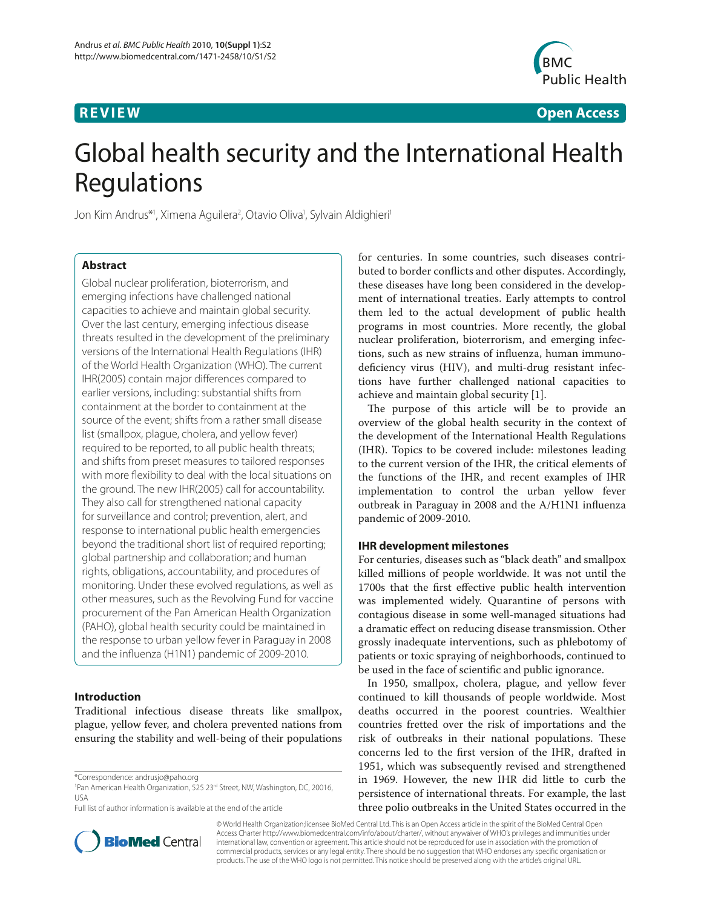REVIEW

Open Access

# Global health security and the International Health Regulations

Jon Kim Andrus*[1], Ximena Aguilera[2], Otavio Oliva[1], Sylvain Aldighieri[1]

## Abstract

Global nuclear proliferation, bioterrorism, and emerging infections have challenged national capacities to achieve and maintain global security. Over the last century, emerging infectious disease threats resulted in the development of the preliminary versions of the International Health Regulations (IHR) of the World Health Organization (WHO). The current IHR(2005) contain major differences compared to earlier versions, including: substantial shifts from containment at the border to containment at the source of the event; shifts from a rather small disease list (smallpox, plague, cholera, and yellow fever) required to be reported, to all public health threats; and shifts from preset measures to tailored responses with more flexibility to deal with the local situations on the ground. The new IHR(2005) call for accountability. They also call for strengthened national capacity for surveillance and control; prevention, alert, and response to international public health emergencies beyond the traditional short list of required reporting; global partnership and collaboration; and human rights, obligations, accountability, and procedures of monitoring. Under these evolved regulations, as well as other measures, such as the Revolving Fund for vaccine procurement of the Pan American Health Organization (PAHO), global health security could be maintained in the response to urban yellow fever in Paraguay in 2008 and the influenza (H1N1) pandemic of 2009-2010.

## Introduction

Traditional infectious disease threats like smallpox, plague, yellow fever, and cholera prevented nations from ensuring the stability and well-being of their populations for centuries. In some countries, such diseases contributed to border conflicts and other disputes. Accordingly, these diseases have long been considered in the development of international treaties. Early attempts to control them led to the actual development of public health programs in most countries. More recently, the global nuclear proliferation, bioterrorism, and emerging infections, such as new strains of influenza, human immunodeficiency virus (HIV), and multi-drug resistant infections have further challenged national capacities to achieve and maintain global security [1].

The purpose of this article will be to provide an overview of the global health security in the context of the development of the International Health Regulations (IHR). Topics to be covered include: milestones leading to the current version of the IHR, the critical elements of the functions of the IHR, and recent examples of IHR implementation to control the urban yellow fever outbreak in Paraguay in 2008 and the A/H1N1 influenza pandemic of 2009-2010.

## IHR development milestones

For centuries, diseases such as "black death" and smallpox killed millions of people worldwide. It was not until the 1700s that the first effective public health intervention was implemented widely. Quarantine of persons with contagious disease in some well-managed situations had a dramatic effect on reducing disease transmission. Other grossly inadequate interventions, such as phlebotomy of patients or toxic spraying of neighborhoods, continued to be used in the face of scientific and public ignorance.

In 1950, smallpox, cholera, plague, and yellow fever continued to kill thousands of people worldwide. Most deaths occurred in the poorest countries. Wealthier countries fretted over the risk of importations and the risk of outbreaks in their national populations. These concerns led to the first version of the IHR, drafted in 1951, which was subsequently revised and strengthened in 1969. However, the new IHR did little to curb the persistence of international threats. For example, the last three polio outbreaks in the United States occurred in the

*Correspondence: andrusjo@paho.org
[1]Pan American Health Organization, 525 23[rd] Street, NW, Washington, DC, 20016, USA
Full list of author information is available at the end of the article

© World Health Organization;licensee BioMed Central Ltd. This is an Open Access article in the spirit of the BioMed Central Open Access Charter http://www.biomedcentral.com/info/about/charter/, without anywaiver of WHO's privileges and immunities under international law, convention or agreement. This article should not be reproduced for use in association with the promotion of commercial products, services or any legal entity. There should be no suggestion that WHO endorses any specific organisation or products. The use of the WHO logo is not permitted. This notice should be preserved along with the article's original URL.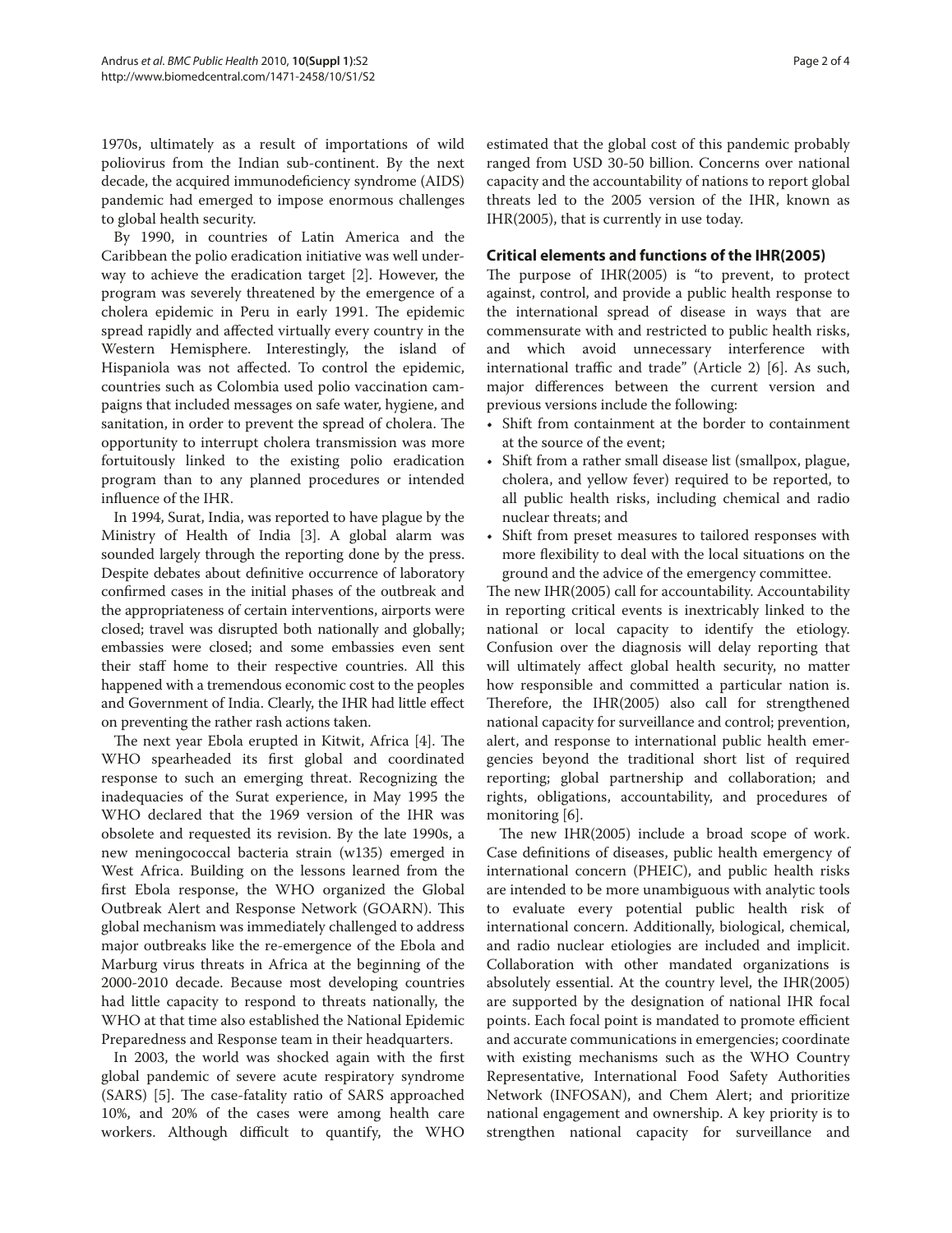1970s, ultimately as a result of importations of wild poliovirus from the Indian sub-continent. By the next decade, the acquired immunodeficiency syndrome (AIDS) pandemic had emerged to impose enormous challenges to global health security.

By 1990, in countries of Latin America and the Caribbean the polio eradication initiative was well underway to achieve the eradication target [2]. However, the program was severely threatened by the emergence of a cholera epidemic in Peru in early 1991. The epidemic spread rapidly and affected virtually every country in the Western Hemisphere. Interestingly, the island of Hispaniola was not affected. To control the epidemic, countries such as Colombia used polio vaccination campaigns that included messages on safe water, hygiene, and sanitation, in order to prevent the spread of cholera. The opportunity to interrupt cholera transmission was more fortuitously linked to the existing polio eradication program than to any planned procedures or intended influence of the IHR.

In 1994, Surat, India, was reported to have plague by the Ministry of Health of India [3]. A global alarm was sounded largely through the reporting done by the press. Despite debates about definitive occurrence of laboratory confirmed cases in the initial phases of the outbreak and the appropriateness of certain interventions, airports were closed; travel was disrupted both nationally and globally; embassies were closed; and some embassies even sent their staff home to their respective countries. All this happened with a tremendous economic cost to the peoples and Government of India. Clearly, the IHR had little effect on preventing the rather rash actions taken.

The next year Ebola erupted in Kitwit, Africa [4]. The WHO spearheaded its first global and coordinated response to such an emerging threat. Recognizing the inadequacies of the Surat experience, in May 1995 the WHO declared that the 1969 version of the IHR was obsolete and requested its revision. By the late 1990s, a new meningococcal bacteria strain (w135) emerged in West Africa. Building on the lessons learned from the first Ebola response, the WHO organized the Global Outbreak Alert and Response Network (GOARN). This global mechanism was immediately challenged to address major outbreaks like the re-emergence of the Ebola and Marburg virus threats in Africa at the beginning of the 2000-2010 decade. Because most developing countries had little capacity to respond to threats nationally, the WHO at that time also established the National Epidemic Preparedness and Response team in their headquarters.

In 2003, the world was shocked again with the first global pandemic of severe acute respiratory syndrome (SARS) [5]. The case-fatality ratio of SARS approached 10%, and 20% of the cases were among health care workers. Although difficult to quantify, the WHO estimated that the global cost of this pandemic probably ranged from USD 30-50 billion. Concerns over national capacity and the accountability of nations to report global threats led to the 2005 version of the IHR, known as IHR(2005), that is currently in use today.

## Critical elements and functions of the IHR(2005)

The purpose of IHR(2005) is "to prevent, to protect against, control, and provide a public health response to the international spread of disease in ways that are commensurate with and restricted to public health risks, and which avoid unnecessary interference with international traffic and trade" (Article 2) [6]. As such, major differences between the current version and previous versions include the following:

- Shift from containment at the border to containment at the source of the event;
- Shift from a rather small disease list (smallpox, plague, cholera, and yellow fever) required to be reported, to all public health risks, including chemical and radio nuclear threats; and
- Shift from preset measures to tailored responses with more flexibility to deal with the local situations on the ground and the advice of the emergency committee.

The new IHR(2005) call for accountability. Accountability in reporting critical events is inextricably linked to the national or local capacity to identify the etiology. Confusion over the diagnosis will delay reporting that will ultimately affect global health security, no matter how responsible and committed a particular nation is. Therefore, the IHR(2005) also call for strengthened national capacity for surveillance and control; prevention, alert, and response to international public health emergencies beyond the traditional short list of required reporting; global partnership and collaboration; and rights, obligations, accountability, and procedures of monitoring [6].

The new IHR(2005) include a broad scope of work. Case definitions of diseases, public health emergency of international concern (PHEIC), and public health risks are intended to be more unambiguous with analytic tools to evaluate every potential public health risk of international concern. Additionally, biological, chemical, and radio nuclear etiologies are included and implicit. Collaboration with other mandated organizations is absolutely essential. At the country level, the IHR(2005) are supported by the designation of national IHR focal points. Each focal point is mandated to promote efficient and accurate communications in emergencies; coordinate with existing mechanisms such as the WHO Country Representative, International Food Safety Authorities Network (INFOSAN), and Chem Alert; and prioritize national engagement and ownership. A key priority is to strengthen national capacity for surveillance and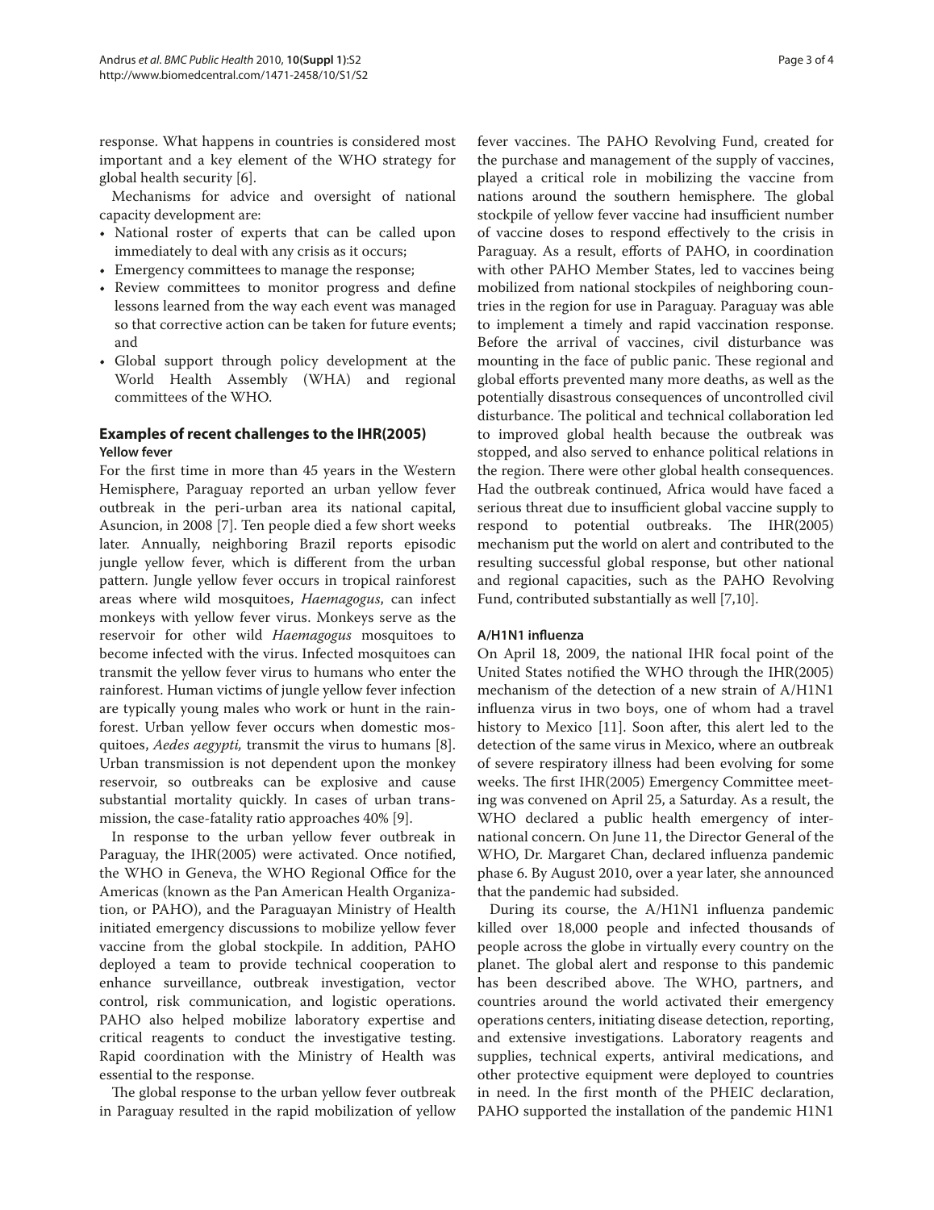response. What happens in countries is considered most important and a key element of the WHO strategy for global health security [6].

Mechanisms for advice and oversight of national capacity development are:

- National roster of experts that can be called upon immediately to deal with any crisis as it occurs;
- Emergency committees to manage the response;
- Review committees to monitor progress and define lessons learned from the way each event was managed so that corrective action can be taken for future events; and
- Global support through policy development at the World Health Assembly (WHA) and regional committees of the WHO.

## Examples of recent challenges to the IHR(2005)

### Yellow fever

For the first time in more than 45 years in the Western Hemisphere, Paraguay reported an urban yellow fever outbreak in the peri-urban area its national capital, Asuncion, in 2008 [7]. Ten people died a few short weeks later. Annually, neighboring Brazil reports episodic jungle yellow fever, which is different from the urban pattern. Jungle yellow fever occurs in tropical rainforest areas where wild mosquitoes, *Haemagogus*, can infect monkeys with yellow fever virus. Monkeys serve as the reservoir for other wild *Haemagogus* mosquitoes to become infected with the virus. Infected mosquitoes can transmit the yellow fever virus to humans who enter the rainforest. Human victims of jungle yellow fever infection are typically young males who work or hunt in the rainforest. Urban yellow fever occurs when domestic mosquitoes, *Aedes aegypti,* transmit the virus to humans [8]. Urban transmission is not dependent upon the monkey reservoir, so outbreaks can be explosive and cause substantial mortality quickly. In cases of urban transmission, the case-fatality ratio approaches 40% [9].

In response to the urban yellow fever outbreak in Paraguay, the IHR(2005) were activated. Once notified, the WHO in Geneva, the WHO Regional Office for the Americas (known as the Pan American Health Organization, or PAHO), and the Paraguayan Ministry of Health initiated emergency discussions to mobilize yellow fever vaccine from the global stockpile. In addition, PAHO deployed a team to provide technical cooperation to enhance surveillance, outbreak investigation, vector control, risk communication, and logistic operations. PAHO also helped mobilize laboratory expertise and critical reagents to conduct the investigative testing. Rapid coordination with the Ministry of Health was essential to the response.

The global response to the urban yellow fever outbreak in Paraguay resulted in the rapid mobilization of yellow fever vaccines. The PAHO Revolving Fund, created for the purchase and management of the supply of vaccines, played a critical role in mobilizing the vaccine from nations around the southern hemisphere. The global stockpile of yellow fever vaccine had insufficient number of vaccine doses to respond effectively to the crisis in Paraguay. As a result, efforts of PAHO, in coordination with other PAHO Member States, led to vaccines being mobilized from national stockpiles of neighboring countries in the region for use in Paraguay. Paraguay was able to implement a timely and rapid vaccination response. Before the arrival of vaccines, civil disturbance was mounting in the face of public panic. These regional and global efforts prevented many more deaths, as well as the potentially disastrous consequences of uncontrolled civil disturbance. The political and technical collaboration led to improved global health because the outbreak was stopped, and also served to enhance political relations in the region. There were other global health consequences. Had the outbreak continued, Africa would have faced a serious threat due to insufficient global vaccine supply to respond to potential outbreaks. The IHR(2005) mechanism put the world on alert and contributed to the resulting successful global response, but other national and regional capacities, such as the PAHO Revolving Fund, contributed substantially as well [7,10].

### A/H1N1 influenza

On April 18, 2009, the national IHR focal point of the United States notified the WHO through the IHR(2005) mechanism of the detection of a new strain of A/H1N1 influenza virus in two boys, one of whom had a travel history to Mexico [11]. Soon after, this alert led to the detection of the same virus in Mexico, where an outbreak of severe respiratory illness had been evolving for some weeks. The first IHR(2005) Emergency Committee meeting was convened on April 25, a Saturday. As a result, the WHO declared a public health emergency of international concern. On June 11, the Director General of the WHO, Dr. Margaret Chan, declared influenza pandemic phase 6. By August 2010, over a year later, she announced that the pandemic had subsided.

During its course, the A/H1N1 influenza pandemic killed over 18,000 people and infected thousands of people across the globe in virtually every country on the planet. The global alert and response to this pandemic has been described above. The WHO, partners, and countries around the world activated their emergency operations centers, initiating disease detection, reporting, and extensive investigations. Laboratory reagents and supplies, technical experts, antiviral medications, and other protective equipment were deployed to countries in need. In the first month of the PHEIC declaration, PAHO supported the installation of the pandemic H1N1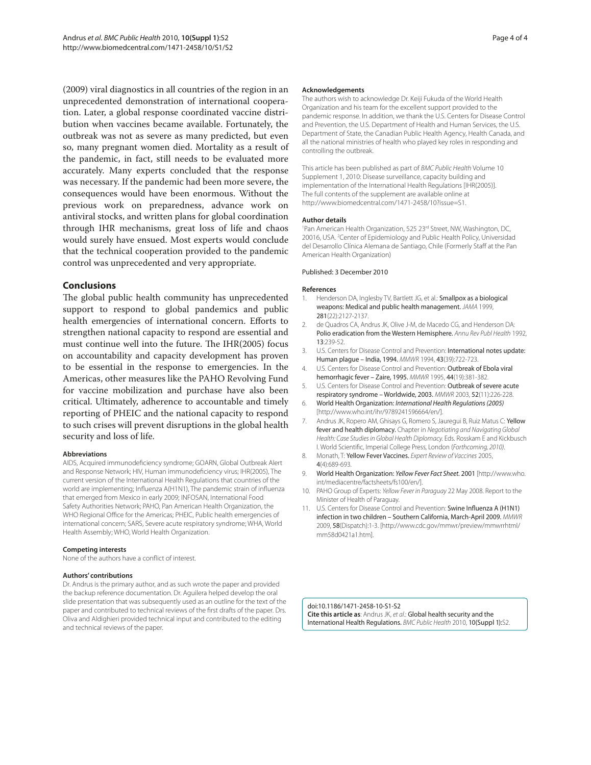(2009) viral diagnostics in all countries of the region in an unprecedented demonstration of international cooperation. Later, a global response coordinated vaccine distribution when vaccines became available. Fortunately, the outbreak was not as severe as many predicted, but even so, many pregnant women died. Mortality as a result of the pandemic, in fact, still needs to be evaluated more accurately. Many experts concluded that the response was necessary. If the pandemic had been more severe, the consequences would have been enormous. Without the previous work on preparedness, advance work on antiviral stocks, and written plans for global coordination through IHR mechanisms, great loss of life and chaos would surely have ensued. Most experts would conclude that the technical cooperation provided to the pandemic control was unprecedented and very appropriate.

## Conclusions

The global public health community has unprecedented support to respond to global pandemics and public health emergencies of international concern. Efforts to strengthen national capacity to respond are essential and must continue well into the future. The IHR(2005) focus on accountability and capacity development has proven to be essential in the response to emergencies. In the Americas, other measures like the PAHO Revolving Fund for vaccine mobilization and purchase have also been critical. Ultimately, adherence to accountable and timely reporting of PHEIC and the national capacity to respond to such crises will prevent disruptions in the global health security and loss of life.

#### Abbreviations

AIDS, Acquired immunodeficiency syndrome; GOARN, Global Outbreak Alert and Response Network; HIV, Human immunodeficiency virus; IHR(2005), The current version of the International Health Regulations that countries of the world are implementing; Influenza A(H1N1), The pandemic strain of influenza that emerged from Mexico in early 2009; INFOSAN, International Food Safety Authorities Network; PAHO, Pan American Health Organization, the WHO Regional Office for the Americas; PHEIC, Public health emergencies of international concern; SARS, Severe acute respiratory syndrome; WHA, World Health Assembly; WHO, World Health Organization.

#### Competing interests

None of the authors have a conflict of interest.

#### Authors' contributions

Dr. Andrus is the primary author, and as such wrote the paper and provided the backup reference documentation. Dr. Aguilera helped develop the oral slide presentation that was subsequently used as an outline for the text of the paper and contributed to technical reviews of the first drafts of the paper. Drs. Oliva and Aldighieri provided technical input and contributed to the editing and technical reviews of the paper.

#### Acknowledgements

The authors wish to acknowledge Dr. Keiji Fukuda of the World Health Organization and his team for the excellent support provided to the pandemic response. In addition, we thank the U.S. Centers for Disease Control and Prevention, the U.S. Department of Health and Human Services, the U.S. Department of State, the Canadian Public Health Agency, Health Canada, and all the national ministries of health who played key roles in responding and controlling the outbreak.

This article has been published as part of *BMC Public Health* Volume 10 Supplement 1, 2010: Disease surveillance, capacity building and implementation of the International Health Regulations [IHR(2005)]. The full contents of the supplement are available online at http://www.biomedcentral.com/1471-2458/10?issue=S1.

#### Author details

[1]Pan American Health Organization, 525 23rd Street, NW, Washington, DC, 20016, USA. [2]Center of Epidemiology and Public Health Policy, Universidad del Desarrollo Clínica Alemana de Santiago, Chile (Formerly Staff at the Pan American Health Organization)

Published: 3 December 2010

#### References

1. Henderson DA, Inglesby TV, Bartlett JG, et al.: **Smallpox as a biological weapons: Medical and public health management.** *JAMA* 1999, **281**(22):2127-2137.
2. de Quadros CA, Andrus JK, Olive J-M, de Macedo CG, and Henderson DA: **Polio eradication from the Western Hemisphere.** *Annu Rev Publ Health* 1992, **13**:239-52.
3. U.S. Centers for Disease Control and Prevention: **International notes update: Human plague – India, 1994.** *MMWR* 1994, **43**(39):722-723.
4. U.S. Centers for Disease Control and Prevention: **Outbreak of Ebola viral hemorrhagic fever – Zaire, 1995.** *MMWR* 1995, **44**(19):381-382.
5. U.S. Centers for Disease Control and Prevention: **Outbreak of severe acute respiratory syndrome – Worldwide, 2003.** *MMWR* 2003, **52**(11):226-228.
6. World Health Organization: *International Health Regulations (2005)* [http://www.who.int/ihr/9789241596664/en/].
7. Andrus JK, Ropero AM, Ghisays G, Romero S, Jauregui B, Ruiz Matus C: **Yellow fever and health diplomacy.** Chapter in *Negotiating and Navigating Global Health: Case Studies in Global Health Diplomacy.* Eds. Rosskam E and Kickbusch I. World Scientific, Imperial College Press, London (*Forthcoming, 2010*).
8. Monath, T: **Yellow Fever Vaccines.** *Expert Review of Vaccines* 2005, **4**(4):689-693.
9. World Health Organization: *Yellow Fever Fact Sheet.* 2001 [http://www.who.int/mediacentre/factsheets/fs100/en/].
10. PAHO Group of Experts: *Yellow Fever in Paraguay* 22 May 2008. Report to the Minister of Health of Paraguay.
11. U.S. Centers for Disease Control and Prevention: **Swine Influenza A (H1N1) infection in two children – Southern California, March-April 2009.** *MMWR* 2009, **58**(Dispatch):1-3. [http://www.cdc.gov/mmwr/preview/mmwrhtml/mm58d0421a1.htm].

doi:10.1186/1471-2458-10-S1-S2

**Cite this article as**: Andrus JK, *et al.*: Global health security and the International Health Regulations. *BMC Public Health* 2010, **10(Suppl 1)**:S2.